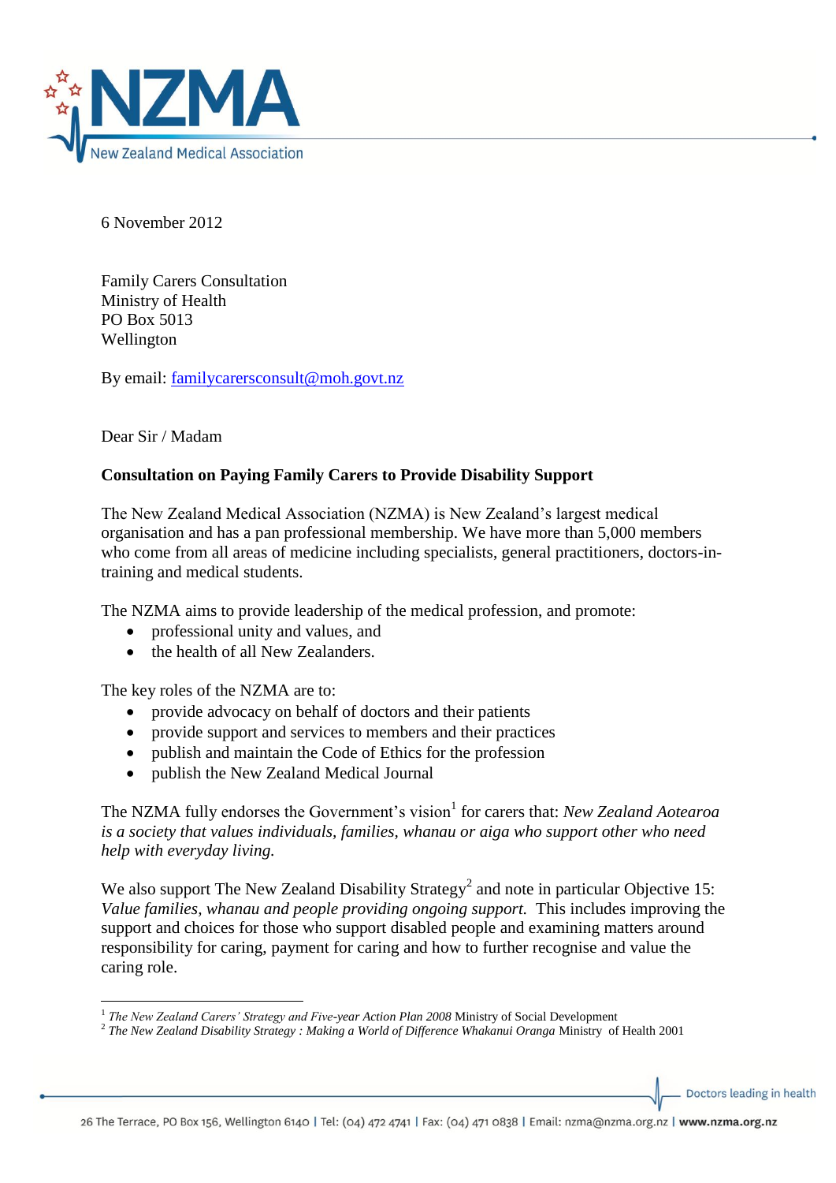6 November 2012

Family Carers Consultation
Ministry of Health
PO Box 5013
Wellington

By email: familycarersconsult@moh.govt.nz

Dear Sir / Madam

**Consultation on Paying Family Carers to Provide Disability Support**

The New Zealand Medical Association (NZMA) is New Zealand's largest medical organisation and has a pan professional membership. We have more than 5,000 members who come from all areas of medicine including specialists, general practitioners, doctors-in-training and medical students.

The NZMA aims to provide leadership of the medical profession, and promote:

- professional unity and values, and
- the health of all New Zealanders.

The key roles of the NZMA are to:

- provide advocacy on behalf of doctors and their patients
- provide support and services to members and their practices
- publish and maintain the Code of Ethics for the profession
- publish the New Zealand Medical Journal

The NZMA fully endorses the Government's vision[1] for carers that: *New Zealand Aotearoa is a society that values individuals, families, whanau or aiga who support other who need help with everyday living.*

We also support The New Zealand Disability Strategy[2] and note in particular Objective 15: *Value families, whanau and people providing ongoing support.* This includes improving the support and choices for those who support disabled people and examining matters around responsibility for caring, payment for caring and how to further recognise and value the caring role.

---

[1] *The New Zealand Carers' Strategy and Five-year Action Plan 2008* Ministry of Social Development

[2] *The New Zealand Disability Strategy : Making a World of Difference Whakanui Oranga* Ministry of Health 2001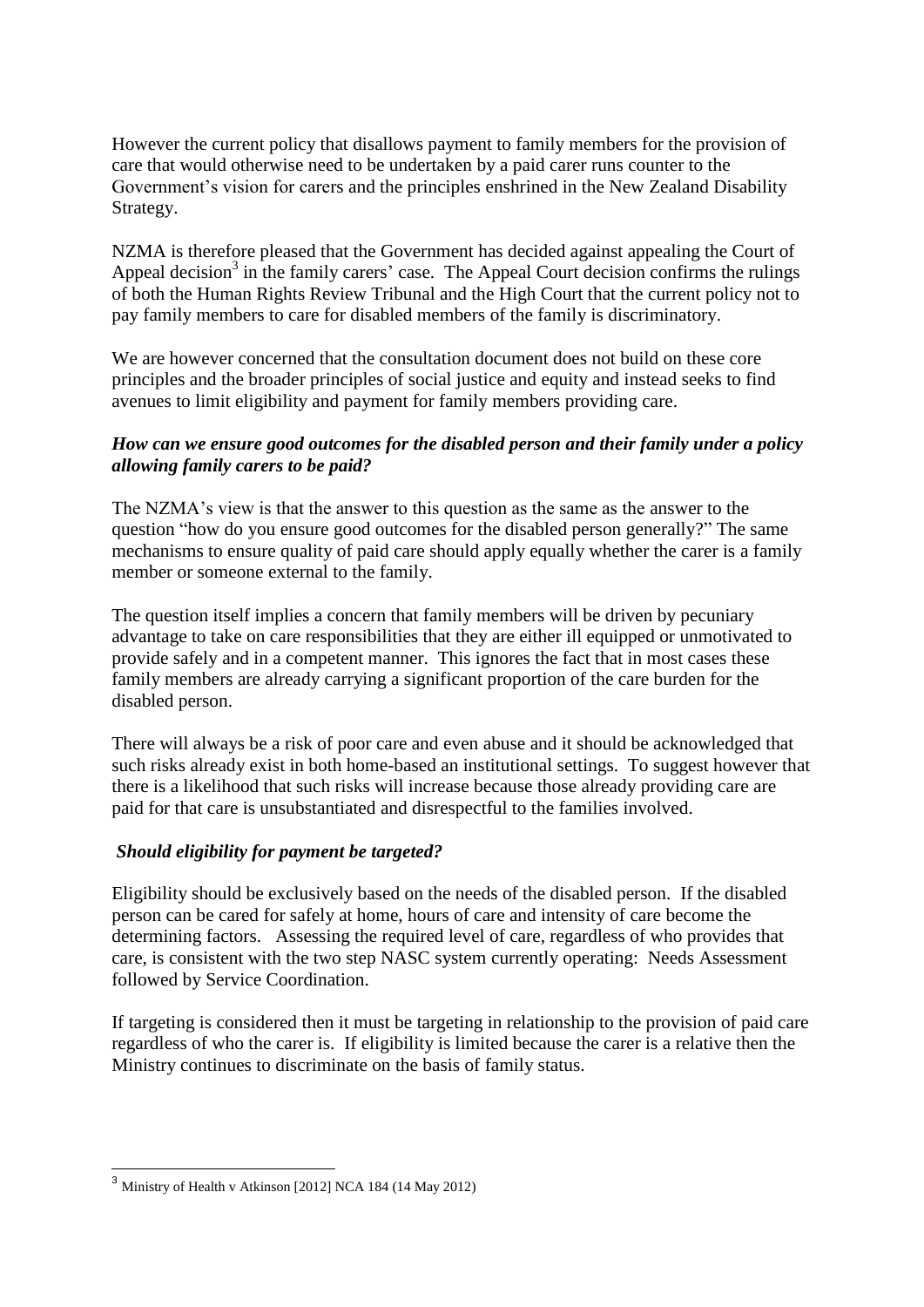However the current policy that disallows payment to family members for the provision of care that would otherwise need to be undertaken by a paid carer runs counter to the Government's vision for carers and the principles enshrined in the New Zealand Disability Strategy.

NZMA is therefore pleased that the Government has decided against appealing the Court of Appeal decision[3] in the family carers' case. The Appeal Court decision confirms the rulings of both the Human Rights Review Tribunal and the High Court that the current policy not to pay family members to care for disabled members of the family is discriminatory.

We are however concerned that the consultation document does not build on these core principles and the broader principles of social justice and equity and instead seeks to find avenues to limit eligibility and payment for family members providing care.

***How can we ensure good outcomes for the disabled person and their family under a policy allowing family carers to be paid?***

The NZMA's view is that the answer to this question as the same as the answer to the question "how do you ensure good outcomes for the disabled person generally?" The same mechanisms to ensure quality of paid care should apply equally whether the carer is a family member or someone external to the family.

The question itself implies a concern that family members will be driven by pecuniary advantage to take on care responsibilities that they are either ill equipped or unmotivated to provide safely and in a competent manner. This ignores the fact that in most cases these family members are already carrying a significant proportion of the care burden for the disabled person.

There will always be a risk of poor care and even abuse and it should be acknowledged that such risks already exist in both home-based an institutional settings. To suggest however that there is a likelihood that such risks will increase because those already providing care are paid for that care is unsubstantiated and disrespectful to the families involved.

***Should eligibility for payment be targeted?***

Eligibility should be exclusively based on the needs of the disabled person. If the disabled person can be cared for safely at home, hours of care and intensity of care become the determining factors. Assessing the required level of care, regardless of who provides that care, is consistent with the two step NASC system currently operating: Needs Assessment followed by Service Coordination.

If targeting is considered then it must be targeting in relationship to the provision of paid care regardless of who the carer is. If eligibility is limited because the carer is a relative then the Ministry continues to discriminate on the basis of family status.

[3] Ministry of Health v Atkinson [2012] NCA 184 (14 May 2012)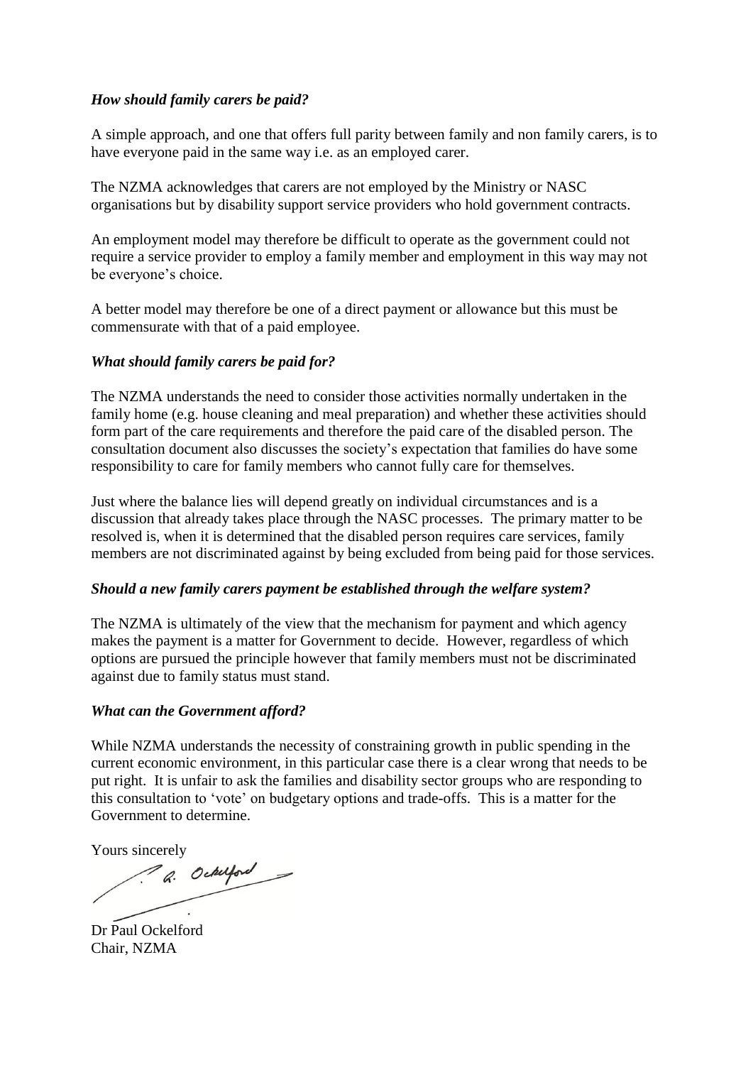### *How should family carers be paid?*

A simple approach, and one that offers full parity between family and non family carers, is to have everyone paid in the same way i.e. as an employed carer.

The NZMA acknowledges that carers are not employed by the Ministry or NASC organisations but by disability support service providers who hold government contracts.

An employment model may therefore be difficult to operate as the government could not require a service provider to employ a family member and employment in this way may not be everyone's choice.

A better model may therefore be one of a direct payment or allowance but this must be commensurate with that of a paid employee.

### *What should family carers be paid for?*

The NZMA understands the need to consider those activities normally undertaken in the family home (e.g. house cleaning and meal preparation) and whether these activities should form part of the care requirements and therefore the paid care of the disabled person. The consultation document also discusses the society's expectation that families do have some responsibility to care for family members who cannot fully care for themselves.

Just where the balance lies will depend greatly on individual circumstances and is a discussion that already takes place through the NASC processes. The primary matter to be resolved is, when it is determined that the disabled person requires care services, family members are not discriminated against by being excluded from being paid for those services.

### *Should a new family carers payment be established through the welfare system?*

The NZMA is ultimately of the view that the mechanism for payment and which agency makes the payment is a matter for Government to decide. However, regardless of which options are pursued the principle however that family members must not be discriminated against due to family status must stand.

### *What can the Government afford?*

While NZMA understands the necessity of constraining growth in public spending in the current economic environment, in this particular case there is a clear wrong that needs to be put right. It is unfair to ask the families and disability sector groups who are responding to this consultation to 'vote' on budgetary options and trade-offs. This is a matter for the Government to determine.

Yours sincerely

Dr Paul Ockelford
Chair, NZMA